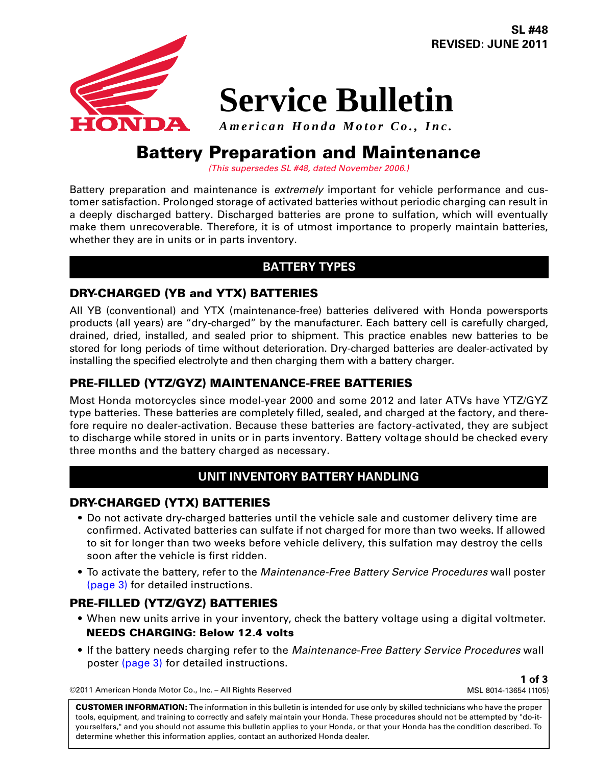SL #48
REVISED: JUNE 2011

# Service Bulletin

*American Honda Motor Co., Inc.*

## Battery Preparation and Maintenance

*(This supersedes SL #48, dated November 2006.)*

Battery preparation and maintenance is *extremely* important for vehicle performance and customer satisfaction. Prolonged storage of activated batteries without periodic charging can result in a deeply discharged battery. Discharged batteries are prone to sulfation, which will eventually make them unrecoverable. Therefore, it is of utmost importance to properly maintain batteries, whether they are in units or in parts inventory.

## BATTERY TYPES

### DRY-CHARGED (YB and YTX) BATTERIES

All YB (conventional) and YTX (maintenance-free) batteries delivered with Honda powersports products (all years) are "dry-charged" by the manufacturer. Each battery cell is carefully charged, drained, dried, installed, and sealed prior to shipment. This practice enables new batteries to be stored for long periods of time without deterioration. Dry-charged batteries are dealer-activated by installing the specified electrolyte and then charging them with a battery charger.

### PRE-FILLED (YTZ/GYZ) MAINTENANCE-FREE BATTERIES

Most Honda motorcycles since model-year 2000 and some 2012 and later ATVs have YTZ/GYZ type batteries. These batteries are completely filled, sealed, and charged at the factory, and therefore require no dealer-activation. Because these batteries are factory-activated, they are subject to discharge while stored in units or in parts inventory. Battery voltage should be checked every three months and the battery charged as necessary.

## UNIT INVENTORY BATTERY HANDLING

### DRY-CHARGED (YTX) BATTERIES

- Do not activate dry-charged batteries until the vehicle sale and customer delivery time are confirmed. Activated batteries can sulfate if not charged for more than two weeks. If allowed to sit for longer than two weeks before vehicle delivery, this sulfation may destroy the cells soon after the vehicle is first ridden.
- To activate the battery, refer to the *Maintenance-Free Battery Service Procedures* wall poster (page 3) for detailed instructions.

### PRE-FILLED (YTZ/GYZ) BATTERIES

- When new units arrive in your inventory, check the battery voltage using a digital voltmeter.
  **NEEDS CHARGING: Below 12.4 volts**
- If the battery needs charging refer to the *Maintenance-Free Battery Service Procedures* wall poster (page 3) for detailed instructions.

©2011 American Honda Motor Co., Inc. – All Rights Reserved

MSL 8014-13654 (1105)

**CUSTOMER INFORMATION:** The information in this bulletin is intended for use only by skilled technicians who have the proper tools, equipment, and training to correctly and safely maintain your Honda. These procedures should not be attempted by "do-it-yourselfers," and you should not assume this bulletin applies to your Honda, or that your Honda has the condition described. To determine whether this information applies, contact an authorized Honda dealer.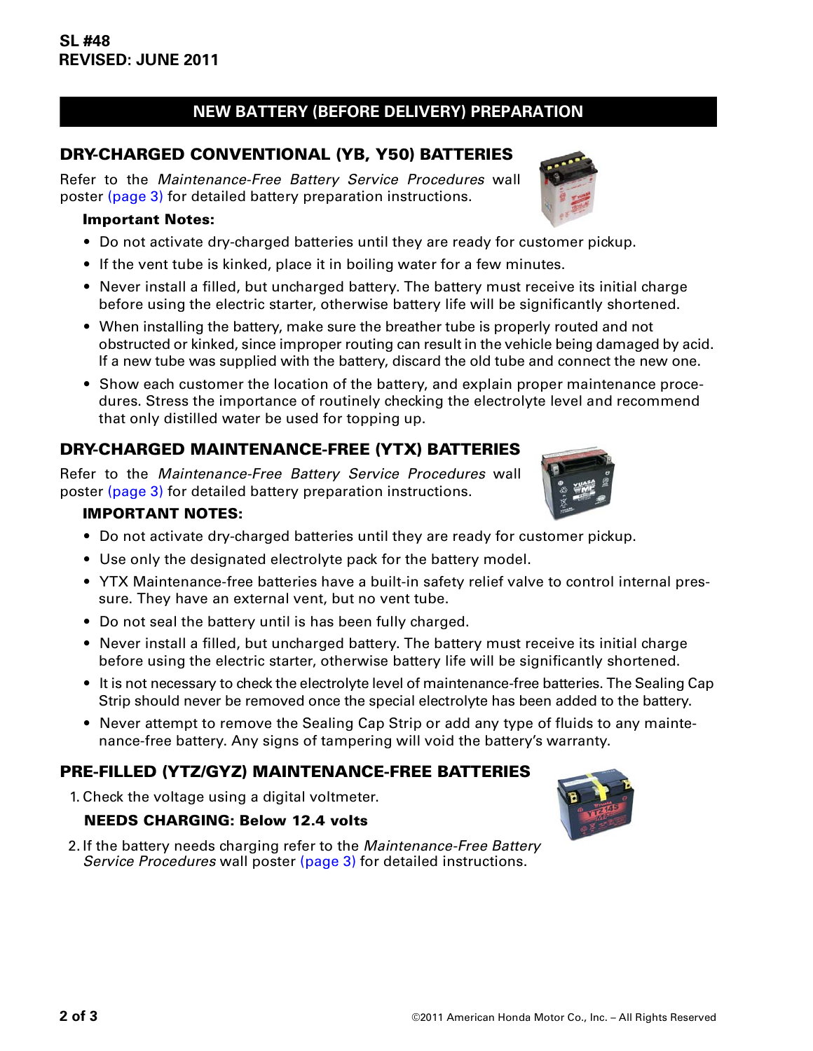**SL #48**
**REVISED: JUNE 2011**

# NEW BATTERY (BEFORE DELIVERY) PREPARATION

## DRY-CHARGED CONVENTIONAL (YB, Y50) BATTERIES

Refer to the *Maintenance-Free Battery Service Procedures* wall poster (page 3) for detailed battery preparation instructions.

**Important Notes:**

- Do not activate dry-charged batteries until they are ready for customer pickup.
- If the vent tube is kinked, place it in boiling water for a few minutes.
- Never install a filled, but uncharged battery. The battery must receive its initial charge before using the electric starter, otherwise battery life will be significantly shortened.
- When installing the battery, make sure the breather tube is properly routed and not obstructed or kinked, since improper routing can result in the vehicle being damaged by acid. If a new tube was supplied with the battery, discard the old tube and connect the new one.
- Show each customer the location of the battery, and explain proper maintenance procedures. Stress the importance of routinely checking the electrolyte level and recommend that only distilled water be used for topping up.

## DRY-CHARGED MAINTENANCE-FREE (YTX) BATTERIES

Refer to the *Maintenance-Free Battery Service Procedures* wall poster (page 3) for detailed battery preparation instructions.

**IMPORTANT NOTES:**

- Do not activate dry-charged batteries until they are ready for customer pickup.
- Use only the designated electrolyte pack for the battery model.
- YTX Maintenance-free batteries have a built-in safety relief valve to control internal pressure. They have an external vent, but no vent tube.
- Do not seal the battery until is has been fully charged.
- Never install a filled, but uncharged battery. The battery must receive its initial charge before using the electric starter, otherwise battery life will be significantly shortened.
- It is not necessary to check the electrolyte level of maintenance-free batteries. The Sealing Cap Strip should never be removed once the special electrolyte has been added to the battery.
- Never attempt to remove the Sealing Cap Strip or add any type of fluids to any maintenance-free battery. Any signs of tampering will void the battery's warranty.

## PRE-FILLED (YTZ/GYZ) MAINTENANCE-FREE BATTERIES

1. Check the voltage using a digital voltmeter.

   **NEEDS CHARGING: Below 12.4 volts**

2. If the battery needs charging refer to the *Maintenance-Free Battery Service Procedures* wall poster (page 3) for detailed instructions.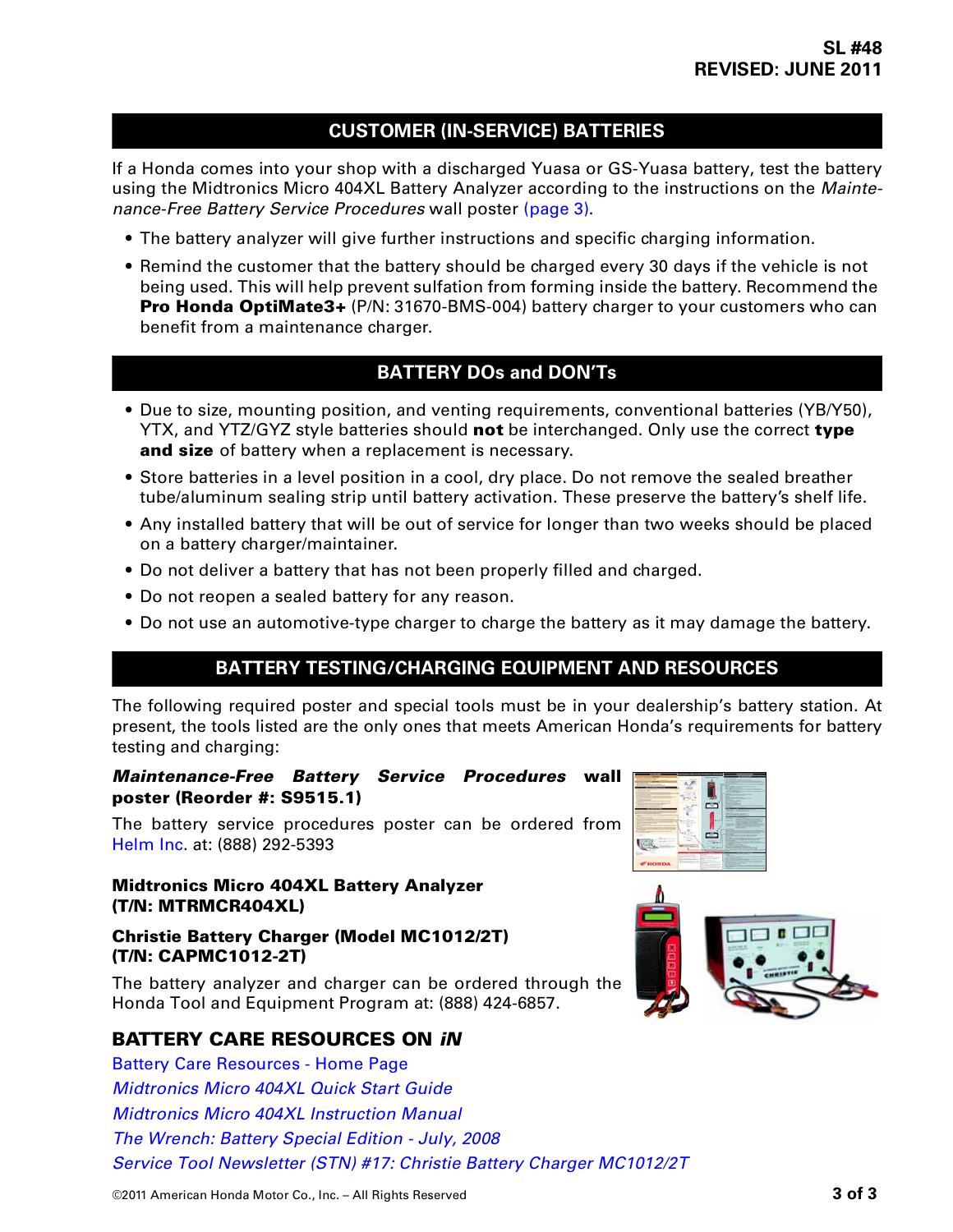## CUSTOMER (IN-SERVICE) BATTERIES

If a Honda comes into your shop with a discharged Yuasa or GS-Yuasa battery, test the battery using the Midtronics Micro 404XL Battery Analyzer according to the instructions on the *Maintenance-Free Battery Service Procedures* wall poster (page 3).

- The battery analyzer will give further instructions and specific charging information.
- Remind the customer that the battery should be charged every 30 days if the vehicle is not being used. This will help prevent sulfation from forming inside the battery. Recommend the **Pro Honda OptiMate3+** (P/N: 31670-BMS-004) battery charger to your customers who can benefit from a maintenance charger.

## BATTERY DOs and DON'Ts

- Due to size, mounting position, and venting requirements, conventional batteries (YB/Y50), YTX, and YTZ/GYZ style batteries should **not** be interchanged. Only use the correct **type and size** of battery when a replacement is necessary.
- Store batteries in a level position in a cool, dry place. Do not remove the sealed breather tube/aluminum sealing strip until battery activation. These preserve the battery's shelf life.
- Any installed battery that will be out of service for longer than two weeks should be placed on a battery charger/maintainer.
- Do not deliver a battery that has not been properly filled and charged.
- Do not reopen a sealed battery for any reason.
- Do not use an automotive-type charger to charge the battery as it may damage the battery.

## BATTERY TESTING/CHARGING EQUIPMENT AND RESOURCES

The following required poster and special tools must be in your dealership's battery station. At present, the tools listed are the only ones that meets American Honda's requirements for battery testing and charging:

***Maintenance-Free Battery Service Procedures* wall poster (Reorder #: S9515.1)**

The battery service procedures poster can be ordered from Helm Inc. at: (888) 292-5393

**Midtronics Micro 404XL Battery Analyzer (T/N: MTRMCR404XL)**

**Christie Battery Charger (Model MC1012/2T) (T/N: CAPMC1012-2T)**

The battery analyzer and charger can be ordered through the Honda Tool and Equipment Program at: (888) 424-6857.

## BATTERY CARE RESOURCES ON *iN*

Battery Care Resources - Home Page

*Midtronics Micro 404XL Quick Start Guide*

*Midtronics Micro 404XL Instruction Manual*

*The Wrench: Battery Special Edition - July, 2008*

*Service Tool Newsletter (STN) #17: Christie Battery Charger MC1012/2T*

©2011 American Honda Motor Co., Inc. – All Rights Reserved